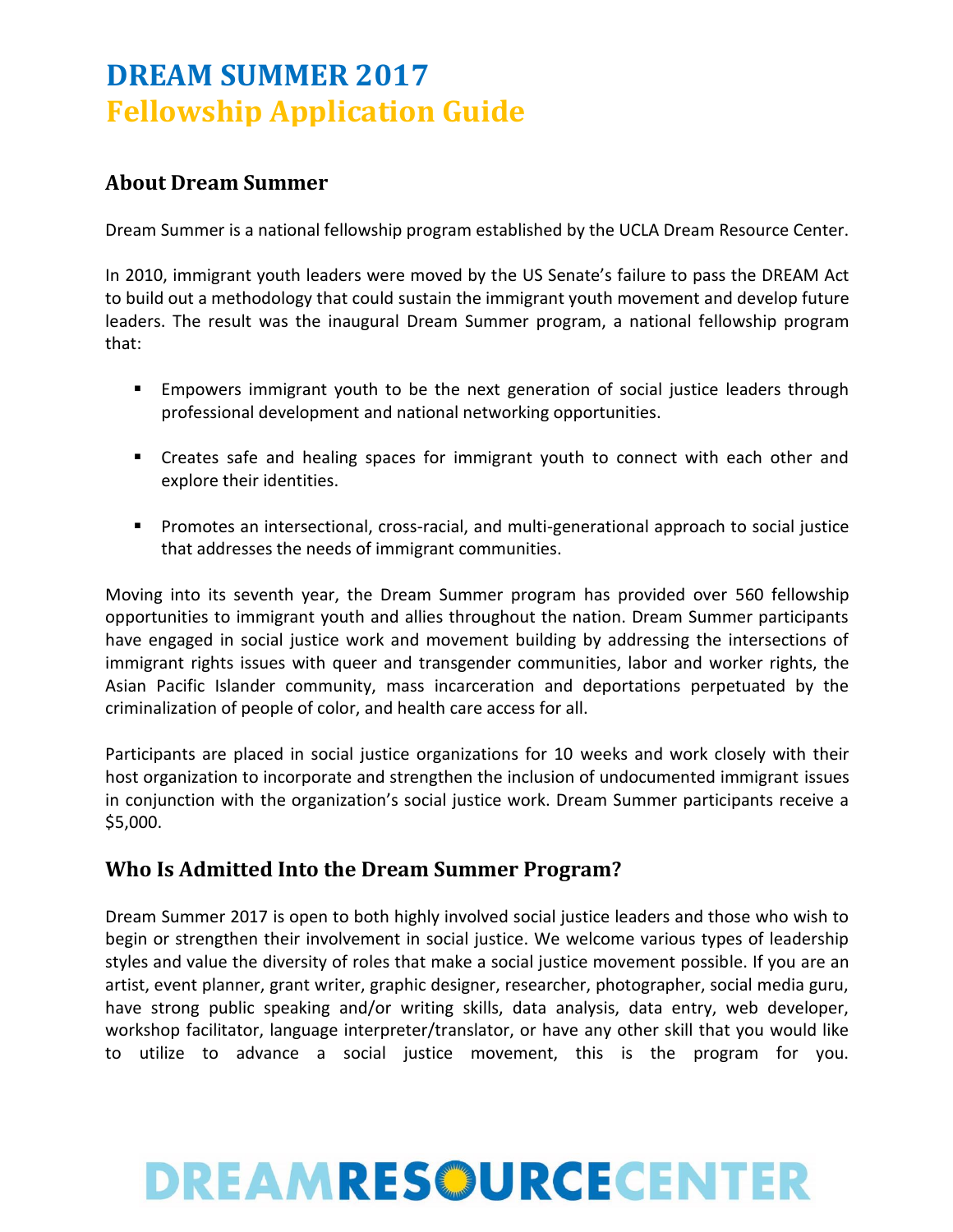# DREAM SUMMER 2017
# Fellowship Application Guide

## About Dream Summer

Dream Summer is a national fellowship program established by the UCLA Dream Resource Center.

In 2010, immigrant youth leaders were moved by the US Senate's failure to pass the DREAM Act to build out a methodology that could sustain the immigrant youth movement and develop future leaders. The result was the inaugural Dream Summer program, a national fellowship program that:

- Empowers immigrant youth to be the next generation of social justice leaders through professional development and national networking opportunities.
- Creates safe and healing spaces for immigrant youth to connect with each other and explore their identities.
- Promotes an intersectional, cross-racial, and multi-generational approach to social justice that addresses the needs of immigrant communities.

Moving into its seventh year, the Dream Summer program has provided over 560 fellowship opportunities to immigrant youth and allies throughout the nation. Dream Summer participants have engaged in social justice work and movement building by addressing the intersections of immigrant rights issues with queer and transgender communities, labor and worker rights, the Asian Pacific Islander community, mass incarceration and deportations perpetuated by the criminalization of people of color, and health care access for all.

Participants are placed in social justice organizations for 10 weeks and work closely with their host organization to incorporate and strengthen the inclusion of undocumented immigrant issues in conjunction with the organization's social justice work. Dream Summer participants receive a $5,000.

## Who Is Admitted Into the Dream Summer Program?

Dream Summer 2017 is open to both highly involved social justice leaders and those who wish to begin or strengthen their involvement in social justice. We welcome various types of leadership styles and value the diversity of roles that make a social justice movement possible. If you are an artist, event planner, grant writer, graphic designer, researcher, photographer, social media guru, have strong public speaking and/or writing skills, data analysis, data entry, web developer, workshop facilitator, language interpreter/translator, or have any other skill that you would like to utilize to advance a social justice movement, this is the program for you.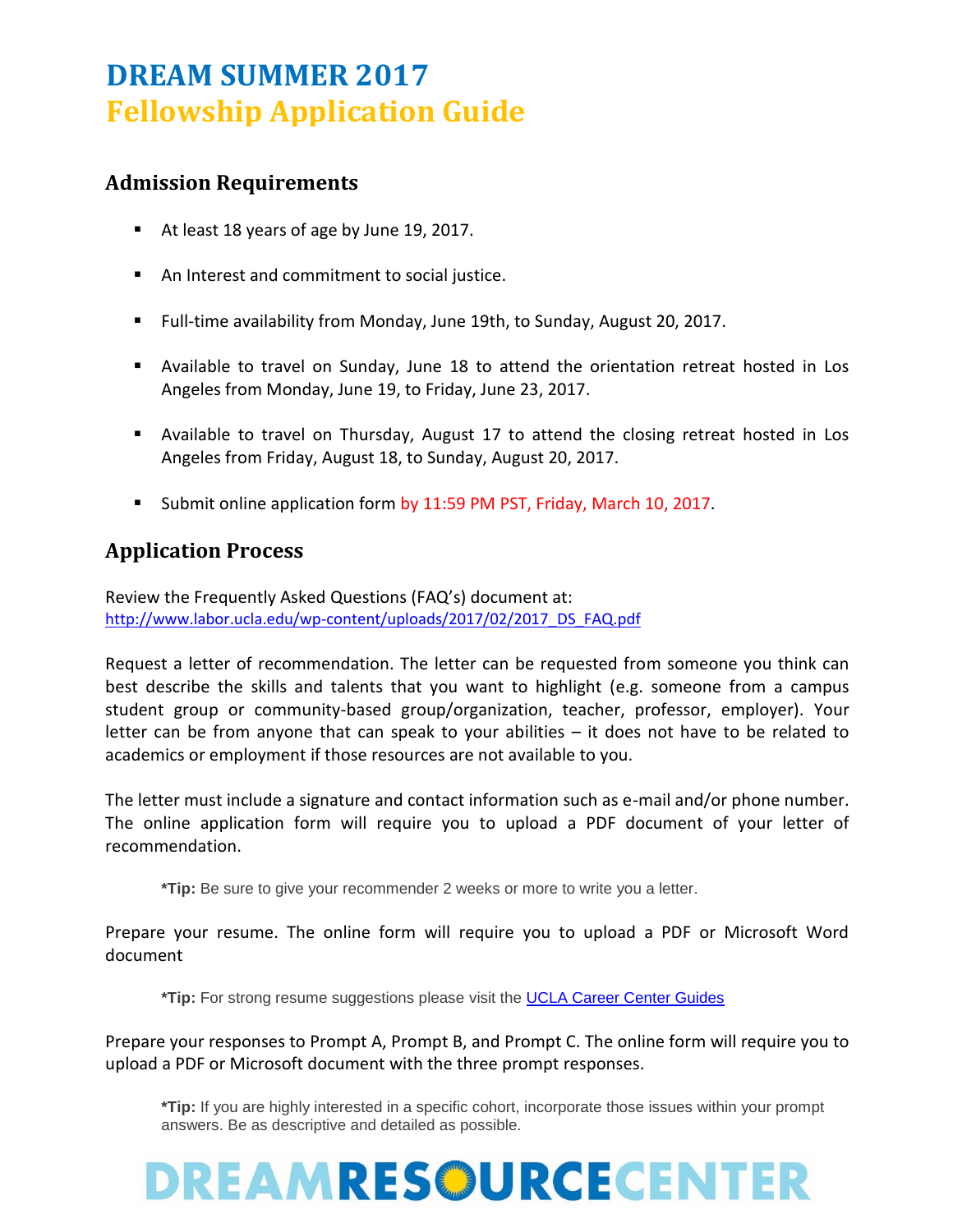# DREAM SUMMER 2017
# Fellowship Application Guide

## Admission Requirements

- At least 18 years of age by June 19, 2017.
- An Interest and commitment to social justice.
- Full-time availability from Monday, June 19th, to Sunday, August 20, 2017.
- Available to travel on Sunday, June 18 to attend the orientation retreat hosted in Los Angeles from Monday, June 19, to Friday, June 23, 2017.
- Available to travel on Thursday, August 17 to attend the closing retreat hosted in Los Angeles from Friday, August 18, to Sunday, August 20, 2017.
- Submit online application form by 11:59 PM PST, Friday, March 10, 2017.

## Application Process

Review the Frequently Asked Questions (FAQ's) document at:
[http://www.labor.ucla.edu/wp-content/uploads/2017/02/2017_DS_FAQ.pdf](http://www.labor.ucla.edu/wp-content/uploads/2017/02/2017_DS_FAQ.pdf)

Request a letter of recommendation. The letter can be requested from someone you think can best describe the skills and talents that you want to highlight (e.g. someone from a campus student group or community-based group/organization, teacher, professor, employer). Your letter can be from anyone that can speak to your abilities – it does not have to be related to academics or employment if those resources are not available to you.

The letter must include a signature and contact information such as e-mail and/or phone number. The online application form will require you to upload a PDF document of your letter of recommendation.

> ***Tip:** Be sure to give your recommender 2 weeks or more to write you a letter.

Prepare your resume. The online form will require you to upload a PDF or Microsoft Word document

> ***Tip:** For strong resume suggestions please visit the UCLA Career Center Guides

Prepare your responses to Prompt A, Prompt B, and Prompt C. The online form will require you to upload a PDF or Microsoft document with the three prompt responses.

> ***Tip:** If you are highly interested in a specific cohort, incorporate those issues within your prompt answers. Be as descriptive and detailed as possible.

DREAMRESOURCECENTER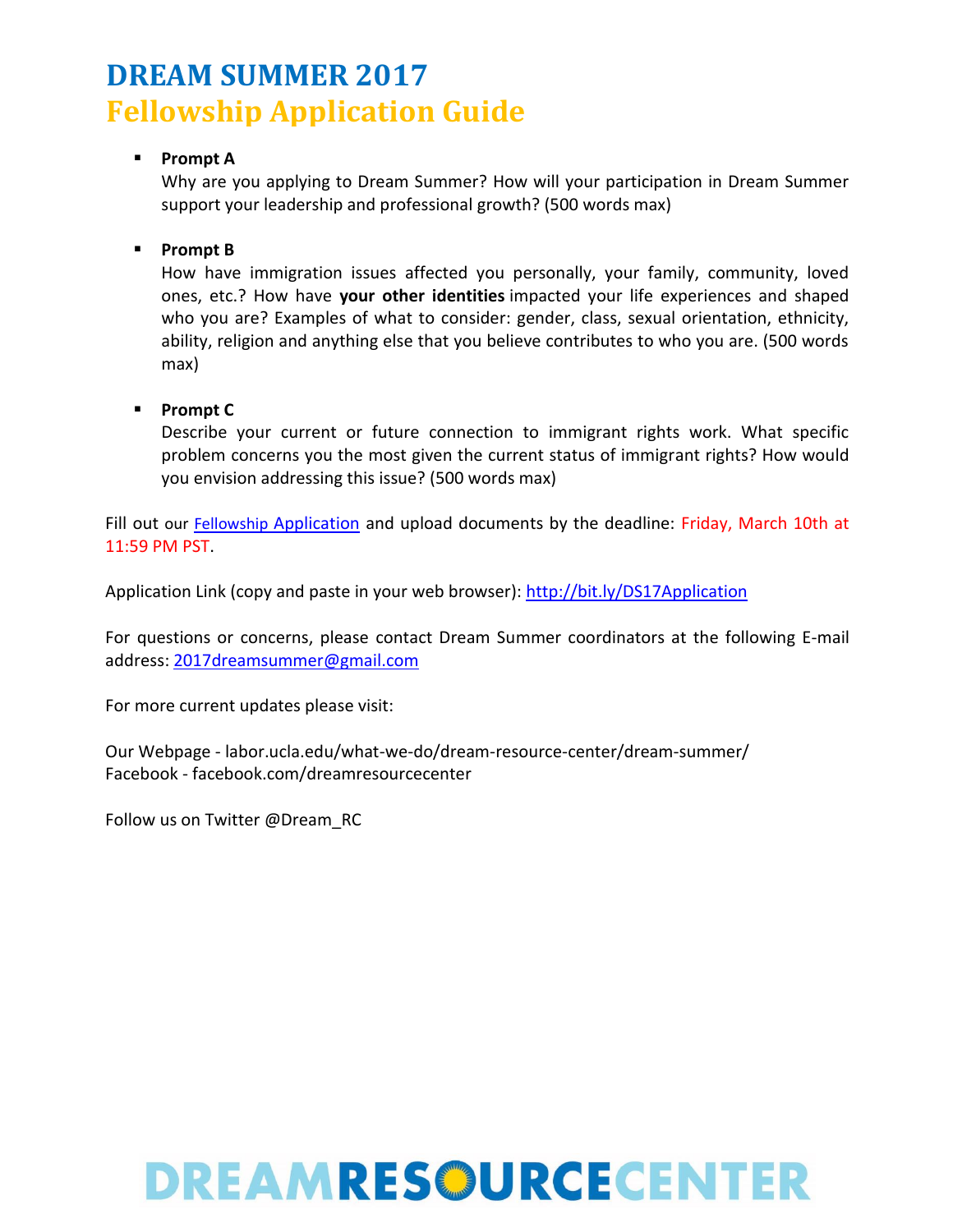# DREAM SUMMER 2017
## Fellowship Application Guide

- **Prompt A**
  Why are you applying to Dream Summer? How will your participation in Dream Summer support your leadership and professional growth? (500 words max)

- **Prompt B**
  How have immigration issues affected you personally, your family, community, loved ones, etc.? How have **your other identities** impacted your life experiences and shaped who you are? Examples of what to consider: gender, class, sexual orientation, ethnicity, ability, religion and anything else that you believe contributes to who you are. (500 words max)

- **Prompt C**
  Describe your current or future connection to immigrant rights work. What specific problem concerns you the most given the current status of immigrant rights? How would you envision addressing this issue? (500 words max)

Fill out our Fellowship Application and upload documents by the deadline: Friday, March 10th at 11:59 PM PST.

Application Link (copy and paste in your web browser): http://bit.ly/DS17Application

For questions or concerns, please contact Dream Summer coordinators at the following E-mail address: 2017dreamsummer@gmail.com

For more current updates please visit:

Our Webpage - labor.ucla.edu/what-we-do/dream-resource-center/dream-summer/
Facebook - facebook.com/dreamresourcecenter

Follow us on Twitter @Dream_RC

DREAMRESOURCECENTER